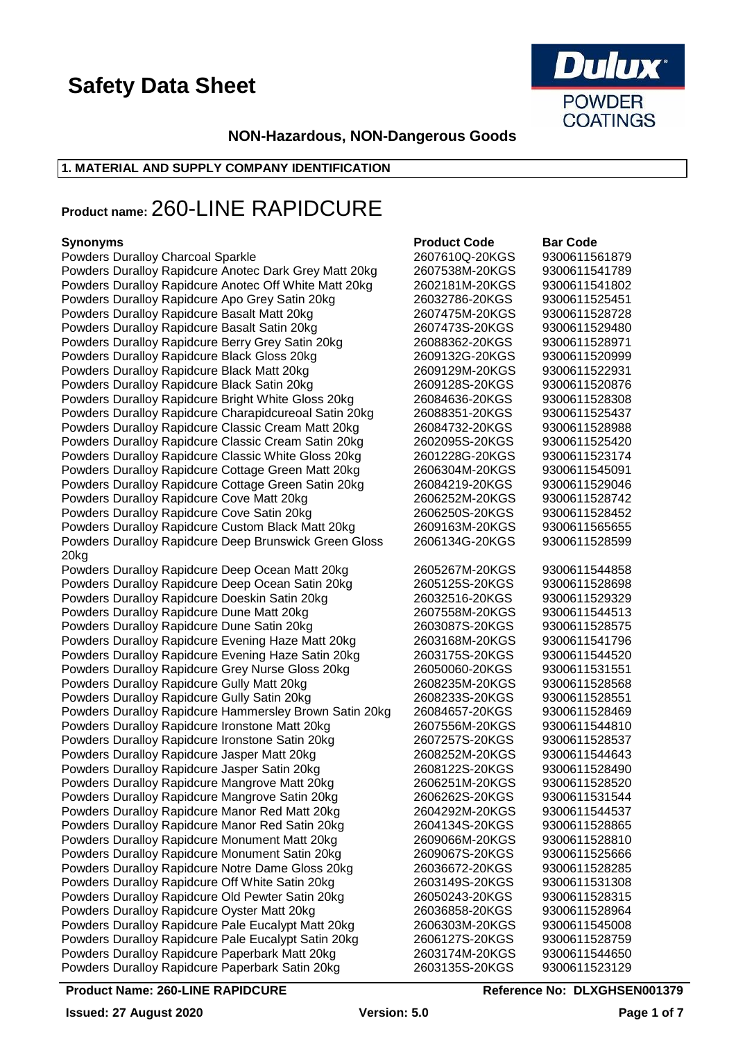# Safety Data Sheet

**NON-Hazardous, NON-Dangerous Goods**

## 1. MATERIAL AND SUPPLY COMPANY IDENTIFICATION

**Product name:** 260-LINE RAPIDCURE

| Synonyms | Product Code | Bar Code |
|---|---|---|
| Powders Duralloy Charcoal Sparkle | 2607610Q-20KGS | 9300611561879 |
| Powders Duralloy Rapidcure Anotec Dark Grey Matt 20kg | 2607538M-20KGS | 9300611541789 |
| Powders Duralloy Rapidcure Anotec Off White Matt 20kg | 2602181M-20KGS | 9300611541802 |
| Powders Duralloy Rapidcure Apo Grey Satin 20kg | 26032786-20KGS | 9300611525451 |
| Powders Duralloy Rapidcure Basalt Matt 20kg | 2607475M-20KGS | 9300611528728 |
| Powders Duralloy Rapidcure Basalt Satin 20kg | 2607473S-20KGS | 9300611529480 |
| Powders Duralloy Rapidcure Berry Grey Satin 20kg | 26088362-20KGS | 9300611528971 |
| Powders Duralloy Rapidcure Black Gloss 20kg | 2609132G-20KGS | 9300611520999 |
| Powders Duralloy Rapidcure Black Matt 20kg | 2609129M-20KGS | 9300611522931 |
| Powders Duralloy Rapidcure Black Satin 20kg | 2609128S-20KGS | 9300611520876 |
| Powders Duralloy Rapidcure Bright White Gloss 20kg | 26084636-20KGS | 9300611528308 |
| Powders Duralloy Rapidcure Charapidcureoal Satin 20kg | 26088351-20KGS | 9300611525437 |
| Powders Duralloy Rapidcure Classic Cream Matt 20kg | 26084732-20KGS | 9300611528988 |
| Powders Duralloy Rapidcure Classic Cream Satin 20kg | 2602095S-20KGS | 9300611525420 |
| Powders Duralloy Rapidcure Classic White Gloss 20kg | 2601228G-20KGS | 9300611523174 |
| Powders Duralloy Rapidcure Cottage Green Matt 20kg | 2606304M-20KGS | 9300611545091 |
| Powders Duralloy Rapidcure Cottage Green Satin 20kg | 26084219-20KGS | 9300611529046 |
| Powders Duralloy Rapidcure Cove Matt 20kg | 2606252M-20KGS | 9300611528742 |
| Powders Duralloy Rapidcure Cove Satin 20kg | 2606250S-20KGS | 9300611528452 |
| Powders Duralloy Rapidcure Custom Black Matt 20kg | 2609163M-20KGS | 9300611565655 |
| Powders Duralloy Rapidcure Deep Brunswick Green Gloss 20kg | 2606134G-20KGS | 9300611528599 |
| Powders Duralloy Rapidcure Deep Ocean Matt 20kg | 2605267M-20KGS | 9300611544858 |
| Powders Duralloy Rapidcure Deep Ocean Satin 20kg | 2605125S-20KGS | 9300611528698 |
| Powders Duralloy Rapidcure Doeskin Satin 20kg | 26032516-20KGS | 9300611529329 |
| Powders Duralloy Rapidcure Dune Matt 20kg | 2607558M-20KGS | 9300611544513 |
| Powders Duralloy Rapidcure Dune Satin 20kg | 2603087S-20KGS | 9300611528575 |
| Powders Duralloy Rapidcure Evening Haze Matt 20kg | 2603168M-20KGS | 9300611541796 |
| Powders Duralloy Rapidcure Evening Haze Satin 20kg | 2603175S-20KGS | 9300611544520 |
| Powders Duralloy Rapidcure Grey Nurse Gloss 20kg | 26050060-20KGS | 9300611531551 |
| Powders Duralloy Rapidcure Gully Matt 20kg | 2608235M-20KGS | 9300611528568 |
| Powders Duralloy Rapidcure Gully Satin 20kg | 2608233S-20KGS | 9300611528551 |
| Powders Duralloy Rapidcure Hammersley Brown Satin 20kg | 26084657-20KGS | 9300611528469 |
| Powders Duralloy Rapidcure Ironstone Matt 20kg | 2607556M-20KGS | 9300611544810 |
| Powders Duralloy Rapidcure Ironstone Satin 20kg | 2607257S-20KGS | 9300611528537 |
| Powders Duralloy Rapidcure Jasper Matt 20kg | 2608252M-20KGS | 9300611544643 |
| Powders Duralloy Rapidcure Jasper Satin 20kg | 2608122S-20KGS | 9300611528490 |
| Powders Duralloy Rapidcure Mangrove Matt 20kg | 2606251M-20KGS | 9300611528520 |
| Powders Duralloy Rapidcure Mangrove Satin 20kg | 2606262S-20KGS | 9300611531544 |
| Powders Duralloy Rapidcure Manor Red Matt 20kg | 2604292M-20KGS | 9300611544537 |
| Powders Duralloy Rapidcure Manor Red Satin 20kg | 2604134S-20KGS | 9300611528865 |
| Powders Duralloy Rapidcure Monument Matt 20kg | 2609066M-20KGS | 9300611528810 |
| Powders Duralloy Rapidcure Monument Satin 20kg | 2609067S-20KGS | 9300611525666 |
| Powders Duralloy Rapidcure Notre Dame Gloss 20kg | 26036672-20KGS | 9300611528285 |
| Powders Duralloy Rapidcure Off White Satin 20kg | 2603149S-20KGS | 9300611531308 |
| Powders Duralloy Rapidcure Old Pewter Satin 20kg | 26050243-20KGS | 9300611528315 |
| Powders Duralloy Rapidcure Oyster Matt 20kg | 26036858-20KGS | 9300611528964 |
| Powders Duralloy Rapidcure Pale Eucalypt Matt 20kg | 2606303M-20KGS | 9300611545008 |
| Powders Duralloy Rapidcure Pale Eucalypt Satin 20kg | 2606127S-20KGS | 9300611528759 |
| Powders Duralloy Rapidcure Paperbark Matt 20kg | 2603174M-20KGS | 9300611544650 |
| Powders Duralloy Rapidcure Paperbark Satin 20kg | 2603135S-20KGS | 9300611523129 |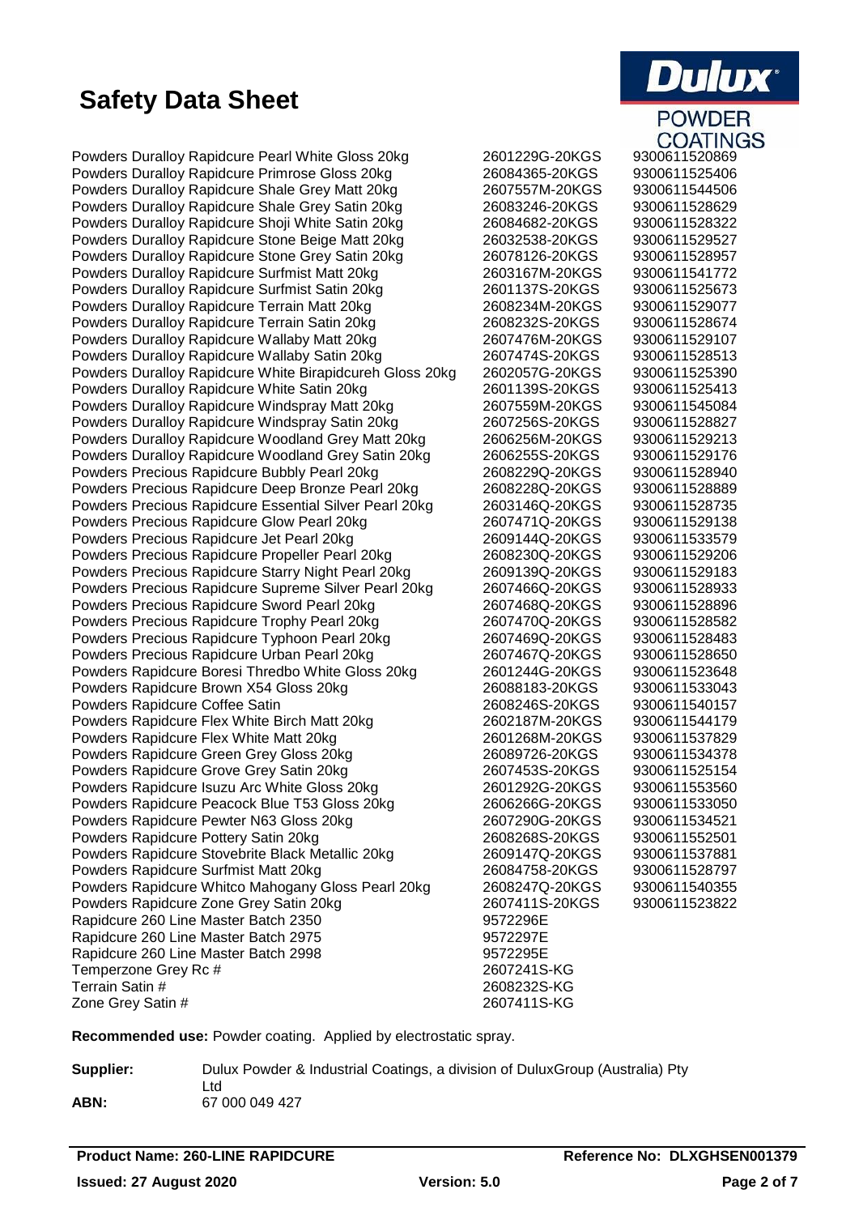# Safety Data Sheet

| Product | Code | Barcode |
|---|---|---|
| Powders Duralloy Rapidcure Pearl White Gloss 20kg | 2601229G-20KGS | 9300611520869 |
| Powders Duralloy Rapidcure Primrose Gloss 20kg | 26084365-20KGS | 9300611525406 |
| Powders Duralloy Rapidcure Shale Grey Matt 20kg | 2607557M-20KGS | 9300611544506 |
| Powders Duralloy Rapidcure Shale Grey Satin 20kg | 26083246-20KGS | 9300611528629 |
| Powders Duralloy Rapidcure Shoji White Satin 20kg | 26084682-20KGS | 9300611528322 |
| Powders Duralloy Rapidcure Stone Beige Matt 20kg | 26032538-20KGS | 9300611529527 |
| Powders Duralloy Rapidcure Stone Grey Satin 20kg | 26078126-20KGS | 9300611528957 |
| Powders Duralloy Rapidcure Surfmist Matt 20kg | 2603167M-20KGS | 9300611541772 |
| Powders Duralloy Rapidcure Surfmist Satin 20kg | 2601137S-20KGS | 9300611525673 |
| Powders Duralloy Rapidcure Terrain Matt 20kg | 2608234M-20KGS | 9300611529077 |
| Powders Duralloy Rapidcure Terrain Satin 20kg | 2608232S-20KGS | 9300611528674 |
| Powders Duralloy Rapidcure Wallaby Matt 20kg | 2607476M-20KGS | 9300611529107 |
| Powders Duralloy Rapidcure Wallaby Satin 20kg | 2607474S-20KGS | 9300611528513 |
| Powders Duralloy Rapidcure White Birapidcureh Gloss 20kg | 2602057G-20KGS | 9300611525390 |
| Powders Duralloy Rapidcure White Satin 20kg | 2601139S-20KGS | 9300611525413 |
| Powders Duralloy Rapidcure Windspray Matt 20kg | 2607559M-20KGS | 9300611545084 |
| Powders Duralloy Rapidcure Windspray Satin 20kg | 2607256S-20KGS | 9300611528827 |
| Powders Duralloy Rapidcure Woodland Grey Matt 20kg | 2606256M-20KGS | 9300611529213 |
| Powders Duralloy Rapidcure Woodland Grey Satin 20kg | 2606255S-20KGS | 9300611529176 |
| Powders Precious Rapidcure Bubbly Pearl 20kg | 2608229Q-20KGS | 9300611528940 |
| Powders Precious Rapidcure Deep Bronze Pearl 20kg | 2608228Q-20KGS | 9300611528889 |
| Powders Precious Rapidcure Essential Silver Pearl 20kg | 2603146Q-20KGS | 9300611528735 |
| Powders Precious Rapidcure Glow Pearl 20kg | 2607471Q-20KGS | 9300611529138 |
| Powders Precious Rapidcure Jet Pearl 20kg | 2609144Q-20KGS | 9300611533579 |
| Powders Precious Rapidcure Propeller Pearl 20kg | 2608230Q-20KGS | 9300611529206 |
| Powders Precious Rapidcure Starry Night Pearl 20kg | 2609139Q-20KGS | 9300611529183 |
| Powders Precious Rapidcure Supreme Silver Pearl 20kg | 2607466Q-20KGS | 9300611528933 |
| Powders Precious Rapidcure Sword Pearl 20kg | 2607468Q-20KGS | 9300611528896 |
| Powders Precious Rapidcure Trophy Pearl 20kg | 2607470Q-20KGS | 9300611528582 |
| Powders Precious Rapidcure Typhoon Pearl 20kg | 2607469Q-20KGS | 9300611528483 |
| Powders Precious Rapidcure Urban Pearl 20kg | 2607467Q-20KGS | 9300611528650 |
| Powders Rapidcure Boresi Thredbo White Gloss 20kg | 2601244G-20KGS | 9300611523648 |
| Powders Rapidcure Brown X54 Gloss 20kg | 26088183-20KGS | 9300611533043 |
| Powders Rapidcure Coffee Satin | 2608246S-20KGS | 9300611540157 |
| Powders Rapidcure Flex White Birch Matt 20kg | 2602187M-20KGS | 9300611544179 |
| Powders Rapidcure Flex White Matt 20kg | 2601268M-20KGS | 9300611537829 |
| Powders Rapidcure Green Grey Gloss 20kg | 26089726-20KGS | 9300611534378 |
| Powders Rapidcure Grove Grey Satin 20kg | 2607453S-20KGS | 9300611525154 |
| Powders Rapidcure Isuzu Arc White Gloss 20kg | 2601292G-20KGS | 9300611553560 |
| Powders Rapidcure Peacock Blue T53 Gloss 20kg | 2606266G-20KGS | 9300611533050 |
| Powders Rapidcure Pewter N63 Gloss 20kg | 2607290G-20KGS | 9300611534521 |
| Powders Rapidcure Pottery Satin 20kg | 2608268S-20KGS | 9300611552501 |
| Powders Rapidcure Stovebrite Black Metallic 20kg | 2609147Q-20KGS | 9300611537881 |
| Powders Rapidcure Surfmist Matt 20kg | 26084758-20KGS | 9300611528797 |
| Powders Rapidcure Whitco Mahogany Gloss Pearl 20kg | 2608247Q-20KGS | 9300611540355 |
| Powders Rapidcure Zone Grey Satin 20kg | 2607411S-20KGS | 9300611523822 |
| Rapidcure 260 Line Master Batch 2350 | 9572296E | |
| Rapidcure 260 Line Master Batch 2975 | 9572297E | |
| Rapidcure 260 Line Master Batch 2998 | 9572295E | |
| Temperzone Grey Rc # | 2607241S-KG | |
| Terrain Satin # | 2608232S-KG | |
| Zone Grey Satin # | 2607411S-KG | |

**Recommended use:** Powder coating. Applied by electrostatic spray.

**Supplier:** Dulux Powder & Industrial Coatings, a division of DuluxGroup (Australia) Pty Ltd

**ABN:** 67 000 049 427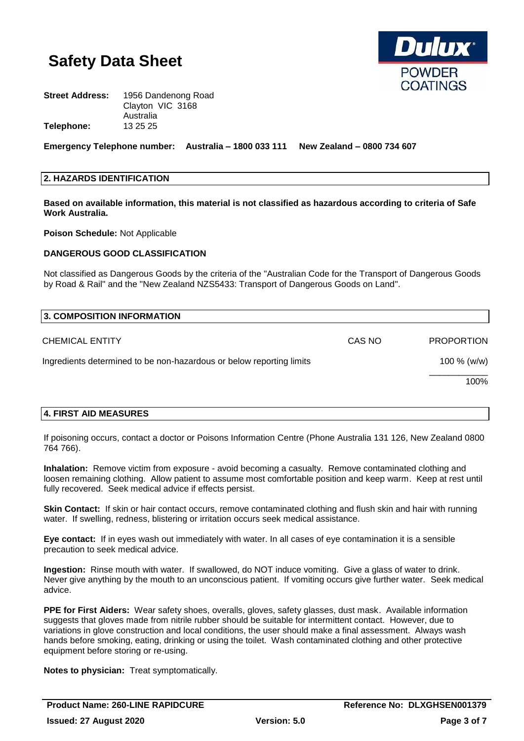# Safety Data Sheet

**Street Address:** 1956 Dandenong Road
Clayton VIC 3168
Australia

**Telephone:** 13 25 25

**Emergency Telephone number: Australia – 1800 033 111 New Zealand – 0800 734 607**

## 2. HAZARDS IDENTIFICATION

**Based on available information, this material is not classified as hazardous according to criteria of Safe Work Australia.**

**Poison Schedule:** Not Applicable

### DANGEROUS GOOD CLASSIFICATION

Not classified as Dangerous Goods by the criteria of the "Australian Code for the Transport of Dangerous Goods by Road & Rail" and the "New Zealand NZS5433: Transport of Dangerous Goods on Land".

## 3. COMPOSITION INFORMATION

| CHEMICAL ENTITY | CAS NO | PROPORTION |
|---|---|---|
| Ingredients determined to be non-hazardous or below reporting limits | | 100 % (w/w) |
| | | 100% |

## 4. FIRST AID MEASURES

If poisoning occurs, contact a doctor or Poisons Information Centre (Phone Australia 131 126, New Zealand 0800 764 766).

**Inhalation:** Remove victim from exposure - avoid becoming a casualty. Remove contaminated clothing and loosen remaining clothing. Allow patient to assume most comfortable position and keep warm. Keep at rest until fully recovered. Seek medical advice if effects persist.

**Skin Contact:** If skin or hair contact occurs, remove contaminated clothing and flush skin and hair with running water. If swelling, redness, blistering or irritation occurs seek medical assistance.

**Eye contact:** If in eyes wash out immediately with water. In all cases of eye contamination it is a sensible precaution to seek medical advice.

**Ingestion:** Rinse mouth with water. If swallowed, do NOT induce vomiting. Give a glass of water to drink. Never give anything by the mouth to an unconscious patient. If vomiting occurs give further water. Seek medical advice.

**PPE for First Aiders:** Wear safety shoes, overalls, gloves, safety glasses, dust mask. Available information suggests that gloves made from nitrile rubber should be suitable for intermittent contact. However, due to variations in glove construction and local conditions, the user should make a final assessment. Always wash hands before smoking, eating, drinking or using the toilet. Wash contaminated clothing and other protective equipment before storing or re-using.

**Notes to physician:** Treat symptomatically.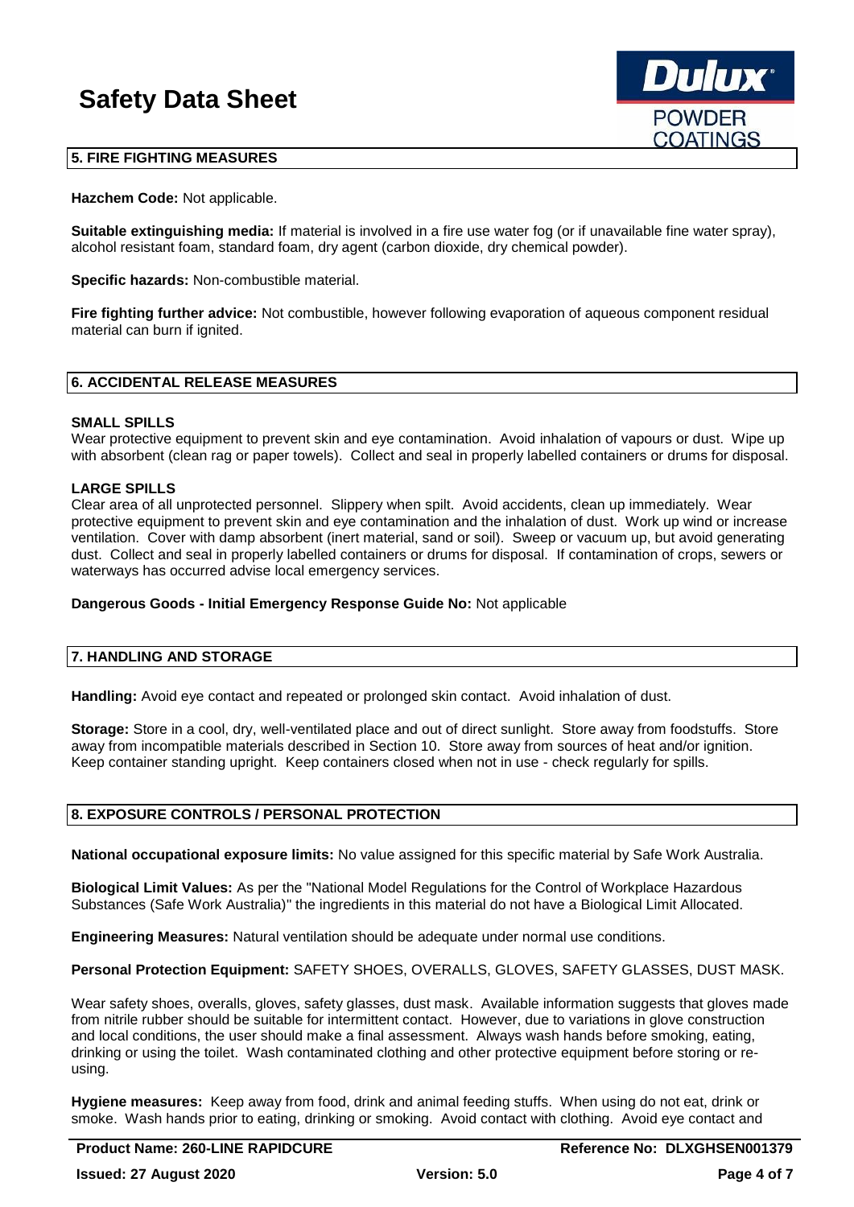## 5. FIRE FIGHTING MEASURES

**Hazchem Code:** Not applicable.

**Suitable extinguishing media:** If material is involved in a fire use water fog (or if unavailable fine water spray), alcohol resistant foam, standard foam, dry agent (carbon dioxide, dry chemical powder).

**Specific hazards:** Non-combustible material.

**Fire fighting further advice:** Not combustible, however following evaporation of aqueous component residual material can burn if ignited.

## 6. ACCIDENTAL RELEASE MEASURES

**SMALL SPILLS**

Wear protective equipment to prevent skin and eye contamination. Avoid inhalation of vapours or dust. Wipe up with absorbent (clean rag or paper towels). Collect and seal in properly labelled containers or drums for disposal.

**LARGE SPILLS**

Clear area of all unprotected personnel. Slippery when spilt. Avoid accidents, clean up immediately. Wear protective equipment to prevent skin and eye contamination and the inhalation of dust. Work up wind or increase ventilation. Cover with damp absorbent (inert material, sand or soil). Sweep or vacuum up, but avoid generating dust. Collect and seal in properly labelled containers or drums for disposal. If contamination of crops, sewers or waterways has occurred advise local emergency services.

**Dangerous Goods - Initial Emergency Response Guide No:** Not applicable

## 7. HANDLING AND STORAGE

**Handling:** Avoid eye contact and repeated or prolonged skin contact. Avoid inhalation of dust.

**Storage:** Store in a cool, dry, well-ventilated place and out of direct sunlight. Store away from foodstuffs. Store away from incompatible materials described in Section 10. Store away from sources of heat and/or ignition. Keep container standing upright. Keep containers closed when not in use - check regularly for spills.

## 8. EXPOSURE CONTROLS / PERSONAL PROTECTION

**National occupational exposure limits:** No value assigned for this specific material by Safe Work Australia.

**Biological Limit Values:** As per the "National Model Regulations for the Control of Workplace Hazardous Substances (Safe Work Australia)" the ingredients in this material do not have a Biological Limit Allocated.

**Engineering Measures:** Natural ventilation should be adequate under normal use conditions.

**Personal Protection Equipment:** SAFETY SHOES, OVERALLS, GLOVES, SAFETY GLASSES, DUST MASK.

Wear safety shoes, overalls, gloves, safety glasses, dust mask. Available information suggests that gloves made from nitrile rubber should be suitable for intermittent contact. However, due to variations in glove construction and local conditions, the user should make a final assessment. Always wash hands before smoking, eating, drinking or using the toilet. Wash contaminated clothing and other protective equipment before storing or re-using.

**Hygiene measures:** Keep away from food, drink and animal feeding stuffs. When using do not eat, drink or smoke. Wash hands prior to eating, drinking or smoking. Avoid contact with clothing. Avoid eye contact and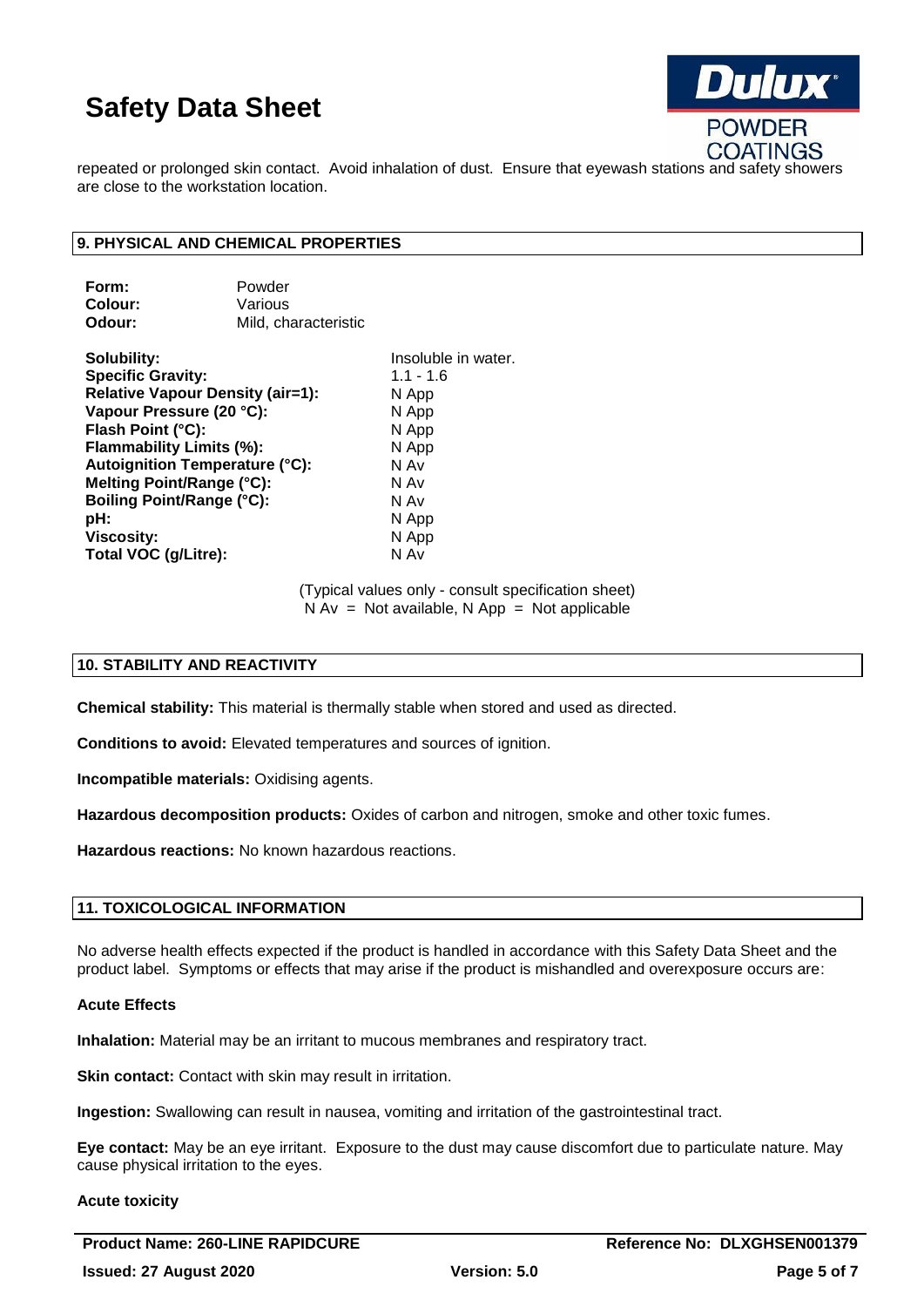repeated or prolonged skin contact. Avoid inhalation of dust. Ensure that eyewash stations and safety showers are close to the workstation location.

## 9. PHYSICAL AND CHEMICAL PROPERTIES

| | |
|---|---|
| **Form:** | Powder |
| **Colour:** | Various |
| **Odour:** | Mild, characteristic |

| | |
|---|---|
| **Solubility:** | Insoluble in water. |
| **Specific Gravity:** | 1.1 - 1.6 |
| **Relative Vapour Density (air=1):** | N App |
| **Vapour Pressure (20 °C):** | N App |
| **Flash Point (°C):** | N App |
| **Flammability Limits (%):** | N App |
| **Autoignition Temperature (°C):** | N Av |
| **Melting Point/Range (°C):** | N Av |
| **Boiling Point/Range (°C):** | N Av |
| **pH:** | N App |
| **Viscosity:** | N App |
| **Total VOC (g/Litre):** | N Av |

(Typical values only - consult specification sheet)
N Av = Not available, N App = Not applicable

## 10. STABILITY AND REACTIVITY

**Chemical stability:** This material is thermally stable when stored and used as directed.

**Conditions to avoid:** Elevated temperatures and sources of ignition.

**Incompatible materials:** Oxidising agents.

**Hazardous decomposition products:** Oxides of carbon and nitrogen, smoke and other toxic fumes.

**Hazardous reactions:** No known hazardous reactions.

## 11. TOXICOLOGICAL INFORMATION

No adverse health effects expected if the product is handled in accordance with this Safety Data Sheet and the product label. Symptoms or effects that may arise if the product is mishandled and overexposure occurs are:

### Acute Effects

**Inhalation:** Material may be an irritant to mucous membranes and respiratory tract.

**Skin contact:** Contact with skin may result in irritation.

**Ingestion:** Swallowing can result in nausea, vomiting and irritation of the gastrointestinal tract.

**Eye contact:** May be an eye irritant. Exposure to the dust may cause discomfort due to particulate nature. May cause physical irritation to the eyes.

### Acute toxicity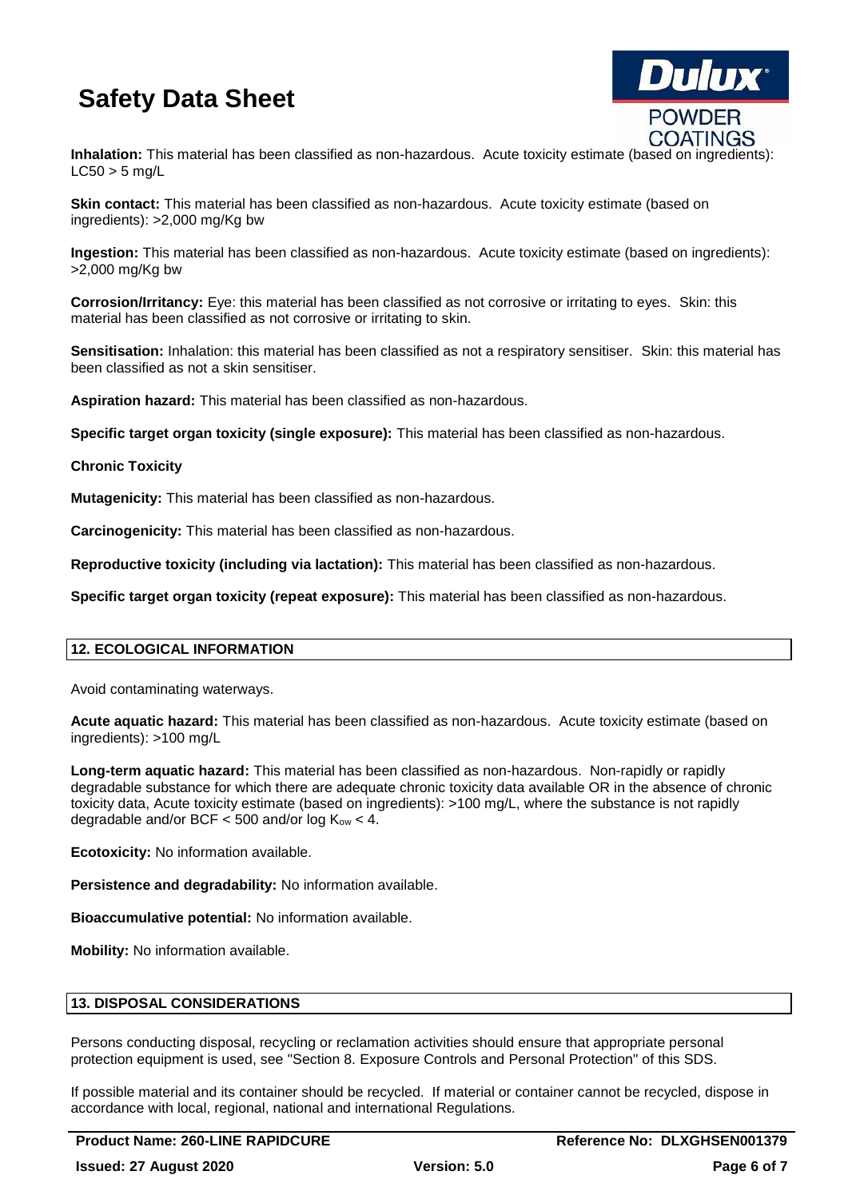**Inhalation:** This material has been classified as non-hazardous. Acute toxicity estimate (based on ingredients): LC50 > 5 mg/L

**Skin contact:** This material has been classified as non-hazardous. Acute toxicity estimate (based on ingredients): >2,000 mg/Kg bw

**Ingestion:** This material has been classified as non-hazardous. Acute toxicity estimate (based on ingredients): >2,000 mg/Kg bw

**Corrosion/Irritancy:** Eye: this material has been classified as not corrosive or irritating to eyes. Skin: this material has been classified as not corrosive or irritating to skin.

**Sensitisation:** Inhalation: this material has been classified as not a respiratory sensitiser. Skin: this material has been classified as not a skin sensitiser.

**Aspiration hazard:** This material has been classified as non-hazardous.

**Specific target organ toxicity (single exposure):** This material has been classified as non-hazardous.

**Chronic Toxicity**

**Mutagenicity:** This material has been classified as non-hazardous.

**Carcinogenicity:** This material has been classified as non-hazardous.

**Reproductive toxicity (including via lactation):** This material has been classified as non-hazardous.

**Specific target organ toxicity (repeat exposure):** This material has been classified as non-hazardous.

## 12. ECOLOGICAL INFORMATION

Avoid contaminating waterways.

**Acute aquatic hazard:** This material has been classified as non-hazardous. Acute toxicity estimate (based on ingredients): >100 mg/L

**Long-term aquatic hazard:** This material has been classified as non-hazardous. Non-rapidly or rapidly degradable substance for which there are adequate chronic toxicity data available OR in the absence of chronic toxicity data, Acute toxicity estimate (based on ingredients): >100 mg/L, where the substance is not rapidly degradable and/or BCF < 500 and/or log $K_{ow}$ < 4.

**Ecotoxicity:** No information available.

**Persistence and degradability:** No information available.

**Bioaccumulative potential:** No information available.

**Mobility:** No information available.

## 13. DISPOSAL CONSIDERATIONS

Persons conducting disposal, recycling or reclamation activities should ensure that appropriate personal protection equipment is used, see "Section 8. Exposure Controls and Personal Protection" of this SDS.

If possible material and its container should be recycled. If material or container cannot be recycled, dispose in accordance with local, regional, national and international Regulations.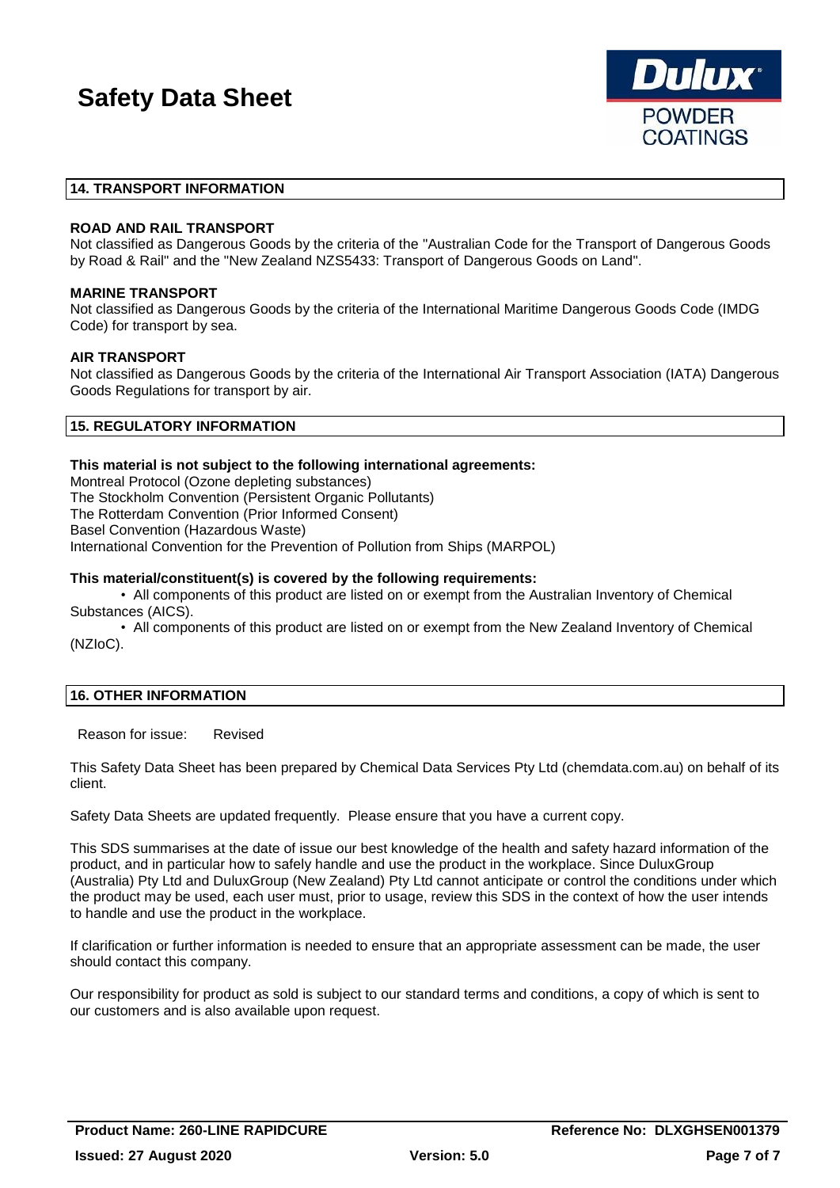## 14. TRANSPORT INFORMATION

**ROAD AND RAIL TRANSPORT**

Not classified as Dangerous Goods by the criteria of the "Australian Code for the Transport of Dangerous Goods by Road & Rail" and the "New Zealand NZS5433: Transport of Dangerous Goods on Land".

**MARINE TRANSPORT**

Not classified as Dangerous Goods by the criteria of the International Maritime Dangerous Goods Code (IMDG Code) for transport by sea.

**AIR TRANSPORT**

Not classified as Dangerous Goods by the criteria of the International Air Transport Association (IATA) Dangerous Goods Regulations for transport by air.

## 15. REGULATORY INFORMATION

**This material is not subject to the following international agreements:**

Montreal Protocol (Ozone depleting substances)
The Stockholm Convention (Persistent Organic Pollutants)
The Rotterdam Convention (Prior Informed Consent)
Basel Convention (Hazardous Waste)
International Convention for the Prevention of Pollution from Ships (MARPOL)

**This material/constituent(s) is covered by the following requirements:**

- All components of this product are listed on or exempt from the Australian Inventory of Chemical Substances (AICS).
- All components of this product are listed on or exempt from the New Zealand Inventory of Chemical (NZIoC).

## 16. OTHER INFORMATION

Reason for issue: Revised

This Safety Data Sheet has been prepared by Chemical Data Services Pty Ltd (chemdata.com.au) on behalf of its client.

Safety Data Sheets are updated frequently. Please ensure that you have a current copy.

This SDS summarises at the date of issue our best knowledge of the health and safety hazard information of the product, and in particular how to safely handle and use the product in the workplace. Since DuluxGroup (Australia) Pty Ltd and DuluxGroup (New Zealand) Pty Ltd cannot anticipate or control the conditions under which the product may be used, each user must, prior to usage, review this SDS in the context of how the user intends to handle and use the product in the workplace.

If clarification or further information is needed to ensure that an appropriate assessment can be made, the user should contact this company.

Our responsibility for product as sold is subject to our standard terms and conditions, a copy of which is sent to our customers and is also available upon request.